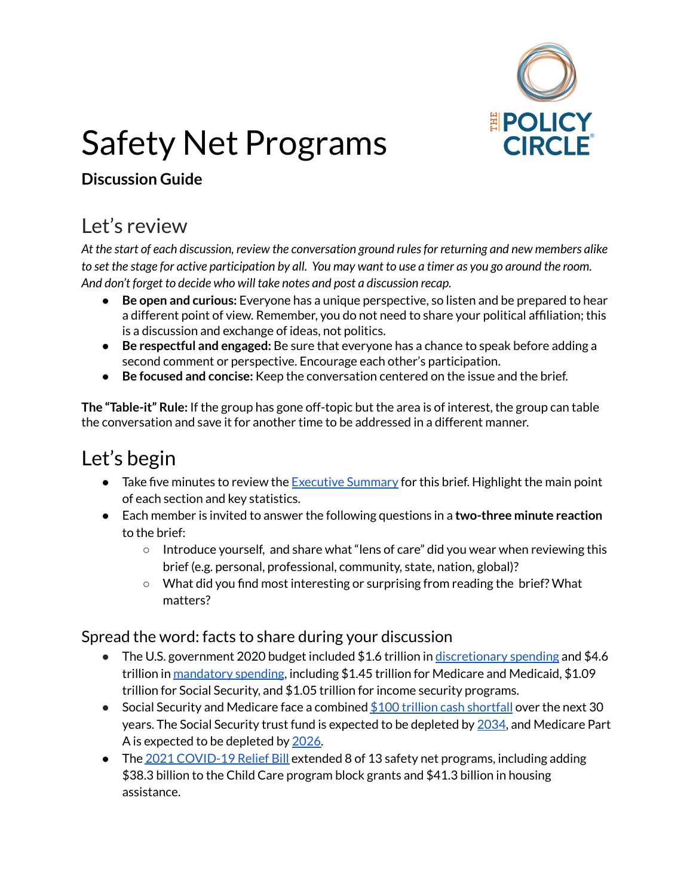# Safety Net Programs

**Discussion Guide**

## Let's review

*At the start of each discussion, review the conversation ground rules for returning and new members alike to set the stage for active participation by all. You may want to use a timer as you go around the room. And don't forget to decide who will take notes and post a discussion recap.*

- **Be open and curious:** Everyone has a unique perspective, so listen and be prepared to hear a different point of view. Remember, you do not need to share your political affiliation; this is a discussion and exchange of ideas, not politics.
- **Be respectful and engaged:** Be sure that everyone has a chance to speak before adding a second comment or perspective. Encourage each other's participation.
- **Be focused and concise:** Keep the conversation centered on the issue and the brief.

**The "Table-it" Rule:** If the group has gone off-topic but the area is of interest, the group can table the conversation and save it for another time to be addressed in a different manner.

## Let's begin

- Take five minutes to review the Executive Summary for this brief. Highlight the main point of each section and key statistics.
- Each member is invited to answer the following questions in a **two-three minute reaction** to the brief:
  - Introduce yourself, and share what "lens of care" did you wear when reviewing this brief (e.g. personal, professional, community, state, nation, global)?
  - What did you find most interesting or surprising from reading the brief? What matters?

### Spread the word: facts to share during your discussion

- The U.S. government 2020 budget included $1.6 trillion in discretionary spending and $4.6 trillion in mandatory spending, including $1.45 trillion for Medicare and Medicaid, $1.09 trillion for Social Security, and $1.05 trillion for income security programs.
- Social Security and Medicare face a combined $100 trillion cash shortfall over the next 30 years. The Social Security trust fund is expected to be depleted by 2034, and Medicare Part A is expected to be depleted by 2026.
- The 2021 COVID-19 Relief Bill extended 8 of 13 safety net programs, including adding $38.3 billion to the Child Care program block grants and $41.3 billion in housing assistance.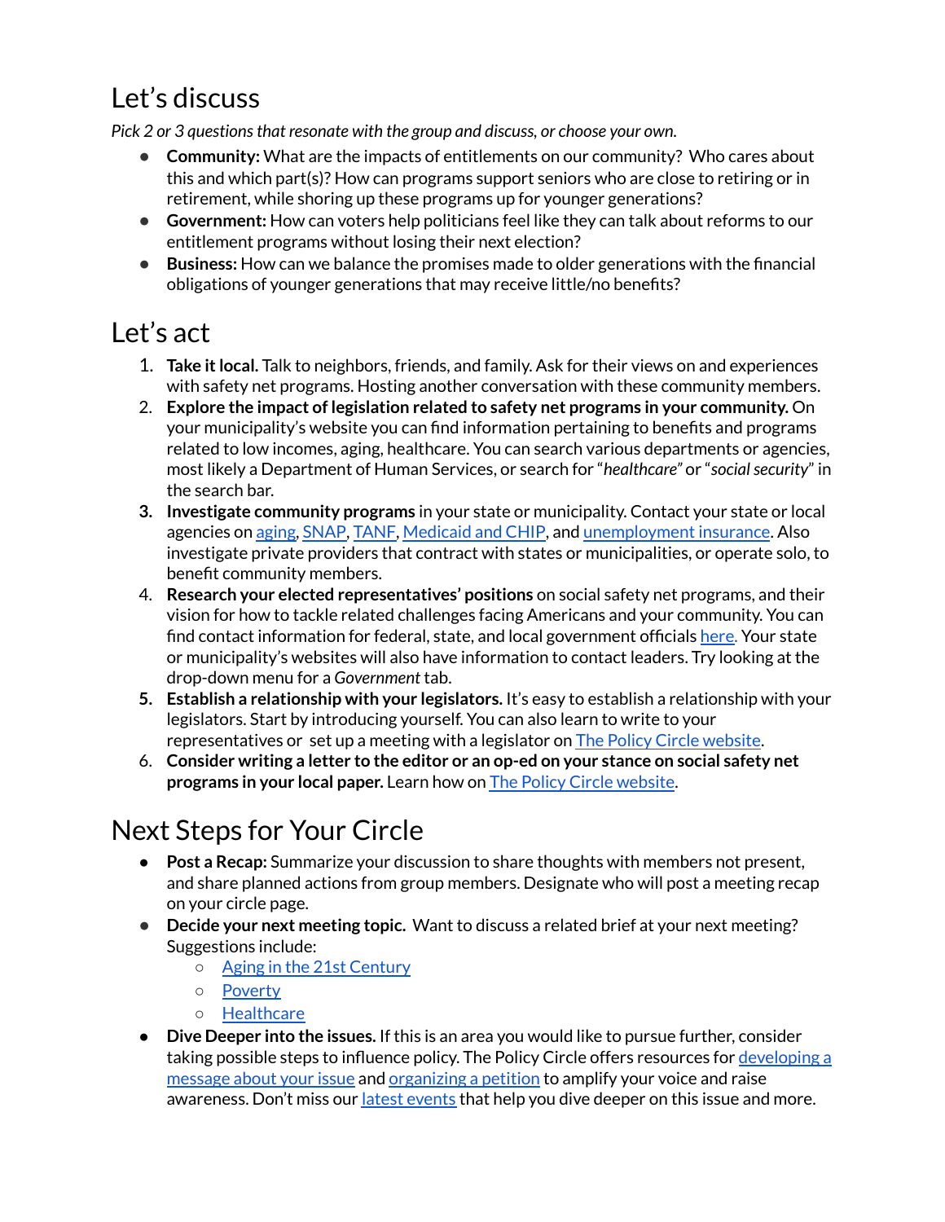## Let's discuss

*Pick 2 or 3 questions that resonate with the group and discuss, or choose your own.*

- **Community:** What are the impacts of entitlements on our community? Who cares about this and which part(s)? How can programs support seniors who are close to retiring or in retirement, while shoring up these programs up for younger generations?
- **Government:** How can voters help politicians feel like they can talk about reforms to our entitlement programs without losing their next election?
- **Business:** How can we balance the promises made to older generations with the financial obligations of younger generations that may receive little/no benefits?

## Let's act

1. **Take it local.** Talk to neighbors, friends, and family. Ask for their views on and experiences with safety net programs. Hosting another conversation with these community members.
2. **Explore the impact of legislation related to safety net programs in your community.** On your municipality's website you can find information pertaining to benefits and programs related to low incomes, aging, healthcare. You can search various departments or agencies, most likely a Department of Human Services, or search for "*healthcare*" or "*social security*" in the search bar.
3. **Investigate community programs** in your state or municipality. Contact your state or local agencies on aging, SNAP, TANF, Medicaid and CHIP, and unemployment insurance. Also investigate private providers that contract with states or municipalities, or operate solo, to benefit community members.
4. **Research your elected representatives' positions** on social safety net programs, and their vision for how to tackle related challenges facing Americans and your community. You can find contact information for federal, state, and local government officials here. Your state or municipality's websites will also have information to contact leaders. Try looking at the drop-down menu for a *Government* tab.
5. **Establish a relationship with your legislators.** It's easy to establish a relationship with your legislators. Start by introducing yourself. You can also learn to write to your representatives or set up a meeting with a legislator on The Policy Circle website.
6. **Consider writing a letter to the editor or an op-ed on your stance on social safety net programs in your local paper.** Learn how on The Policy Circle website.

## Next Steps for Your Circle

- **Post a Recap:** Summarize your discussion to share thoughts with members not present, and share planned actions from group members. Designate who will post a meeting recap on your circle page.
- **Decide your next meeting topic.** Want to discuss a related brief at your next meeting? Suggestions include:
  - Aging in the 21st Century
  - Poverty
  - Healthcare
- **Dive Deeper into the issues.** If this is an area you would like to pursue further, consider taking possible steps to influence policy. The Policy Circle offers resources for developing a message about your issue and organizing a petition to amplify your voice and raise awareness. Don't miss our latest events that help you dive deeper on this issue and more.